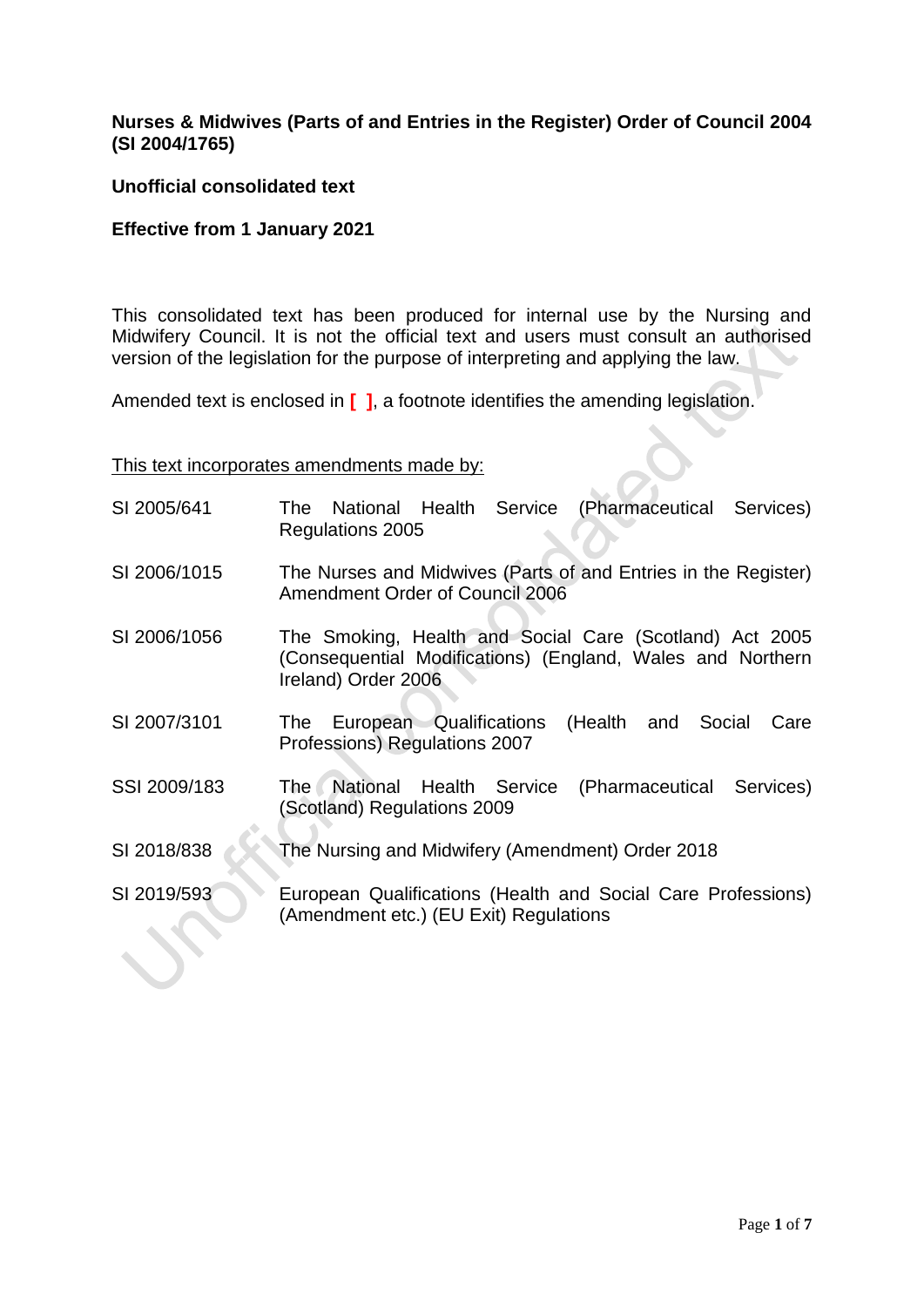**Nurses & Midwives (Parts of and Entries in the Register) Order of Council 2004 (SI 2004/1765)**

**Unofficial consolidated text**

**Effective from 1 January 2021**

This consolidated text has been produced for internal use by the Nursing and Midwifery Council. It is not the official text and users must consult an authorised version of the legislation for the purpose of interpreting and applying the law.

Amended text is enclosed in **[ ]**, a footnote identifies the amending legislation.

<u>This text incorporates amendments made by:</u>

| | |
|---|---|
| SI 2005/641 | The National Health Service (Pharmaceutical Services) Regulations 2005 |
| SI 2006/1015 | The Nurses and Midwives (Parts of and Entries in the Register) Amendment Order of Council 2006 |
| SI 2006/1056 | The Smoking, Health and Social Care (Scotland) Act 2005 (Consequential Modifications) (England, Wales and Northern Ireland) Order 2006 |
| SI 2007/3101 | The European Qualifications (Health and Social Care Professions) Regulations 2007 |
| SSI 2009/183 | The National Health Service (Pharmaceutical Services) (Scotland) Regulations 2009 |
| SI 2018/838 | The Nursing and Midwifery (Amendment) Order 2018 |
| SI 2019/593 | European Qualifications (Health and Social Care Professions) (Amendment etc.) (EU Exit) Regulations |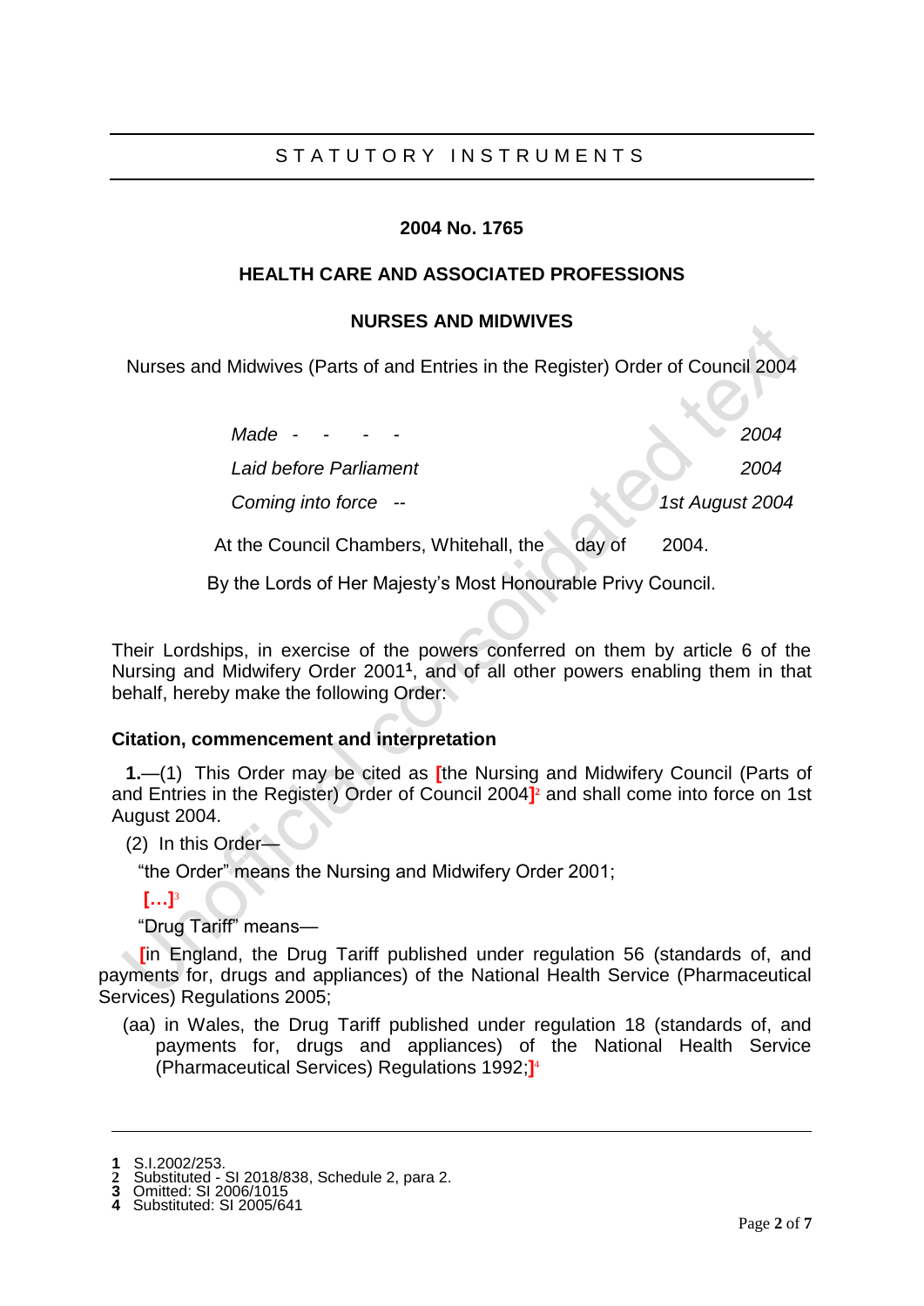STATUTORY INSTRUMENTS

**2004 No. 1765**

**HEALTH CARE AND ASSOCIATED PROFESSIONS**

**NURSES AND MIDWIVES**

Nurses and Midwives (Parts of and Entries in the Register) Order of Council 2004

| | |
|---|---|
| *Made - - - -* | *2004* |
| *Laid before Parliament* | *2004* |
| *Coming into force --* | *1st August 2004* |

At the Council Chambers, Whitehall, the day of 2004.

By the Lords of Her Majesty's Most Honourable Privy Council.

Their Lordships, in exercise of the powers conferred on them by article 6 of the Nursing and Midwifery Order 2001[1], and of all other powers enabling them in that behalf, hereby make the following Order:

### Citation, commencement and interpretation

**1.**—(1) This Order may be cited as [the Nursing and Midwifery Council (Parts of and Entries in the Register) Order of Council 2004][2] and shall come into force on 1st August 2004.

(2) In this Order—

"the Order" means the Nursing and Midwifery Order 2001;

[…][3]

"Drug Tariff" means—

[in England, the Drug Tariff published under regulation 56 (standards of, and payments for, drugs and appliances) of the National Health Service (Pharmaceutical Services) Regulations 2005;

(aa) in Wales, the Drug Tariff published under regulation 18 (standards of, and payments for, drugs and appliances) of the National Health Service (Pharmaceutical Services) Regulations 1992;][4]

---

1 S.I.2002/253.
2 Substituted - SI 2018/838, Schedule 2, para 2.
3 Omitted: SI 2006/1015
4 Substituted: SI 2005/641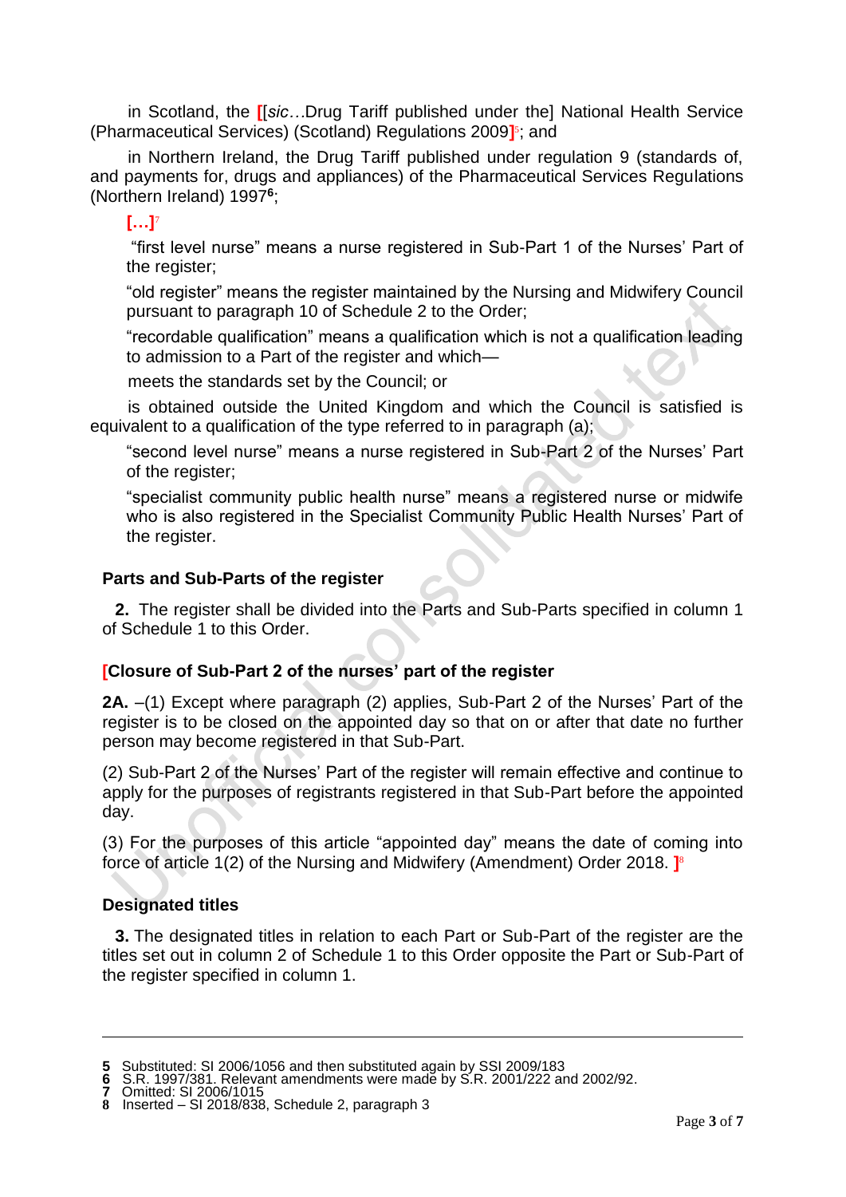in Scotland, the [[*sic*…Drug Tariff published under the] National Health Service (Pharmaceutical Services) (Scotland) Regulations 2009][5]; and

in Northern Ireland, the Drug Tariff published under regulation 9 (standards of, and payments for, drugs and appliances) of the Pharmaceutical Services Regulations (Northern Ireland) 1997[6];

[…][7]

"first level nurse" means a nurse registered in Sub-Part 1 of the Nurses' Part of the register;

"old register" means the register maintained by the Nursing and Midwifery Council pursuant to paragraph 10 of Schedule 2 to the Order;

"recordable qualification" means a qualification which is not a qualification leading to admission to a Part of the register and which—

meets the standards set by the Council; or

is obtained outside the United Kingdom and which the Council is satisfied is equivalent to a qualification of the type referred to in paragraph (a);

"second level nurse" means a nurse registered in Sub-Part 2 of the Nurses' Part of the register;

"specialist community public health nurse" means a registered nurse or midwife who is also registered in the Specialist Community Public Health Nurses' Part of the register.

### Parts and Sub-Parts of the register

**2.** The register shall be divided into the Parts and Sub-Parts specified in column 1 of Schedule 1 to this Order.

### [Closure of Sub-Part 2 of the nurses' part of the register

**2A.** –(1) Except where paragraph (2) applies, Sub-Part 2 of the Nurses' Part of the register is to be closed on the appointed day so that on or after that date no further person may become registered in that Sub-Part.

(2) Sub-Part 2 of the Nurses' Part of the register will remain effective and continue to apply for the purposes of registrants registered in that Sub-Part before the appointed day.

(3) For the purposes of this article "appointed day" means the date of coming into force of article 1(2) of the Nursing and Midwifery (Amendment) Order 2018. ][8]

### Designated titles

**3.** The designated titles in relation to each Part or Sub-Part of the register are the titles set out in column 2 of Schedule 1 to this Order opposite the Part or Sub-Part of the register specified in column 1.

---

**5** Substituted: SI 2006/1056 and then substituted again by SSI 2009/183
**6** S.R. 1997/381. Relevant amendments were made by S.R. 2001/222 and 2002/92.
**7** Omitted: SI 2006/1015
**8** Inserted – SI 2018/838, Schedule 2, paragraph 3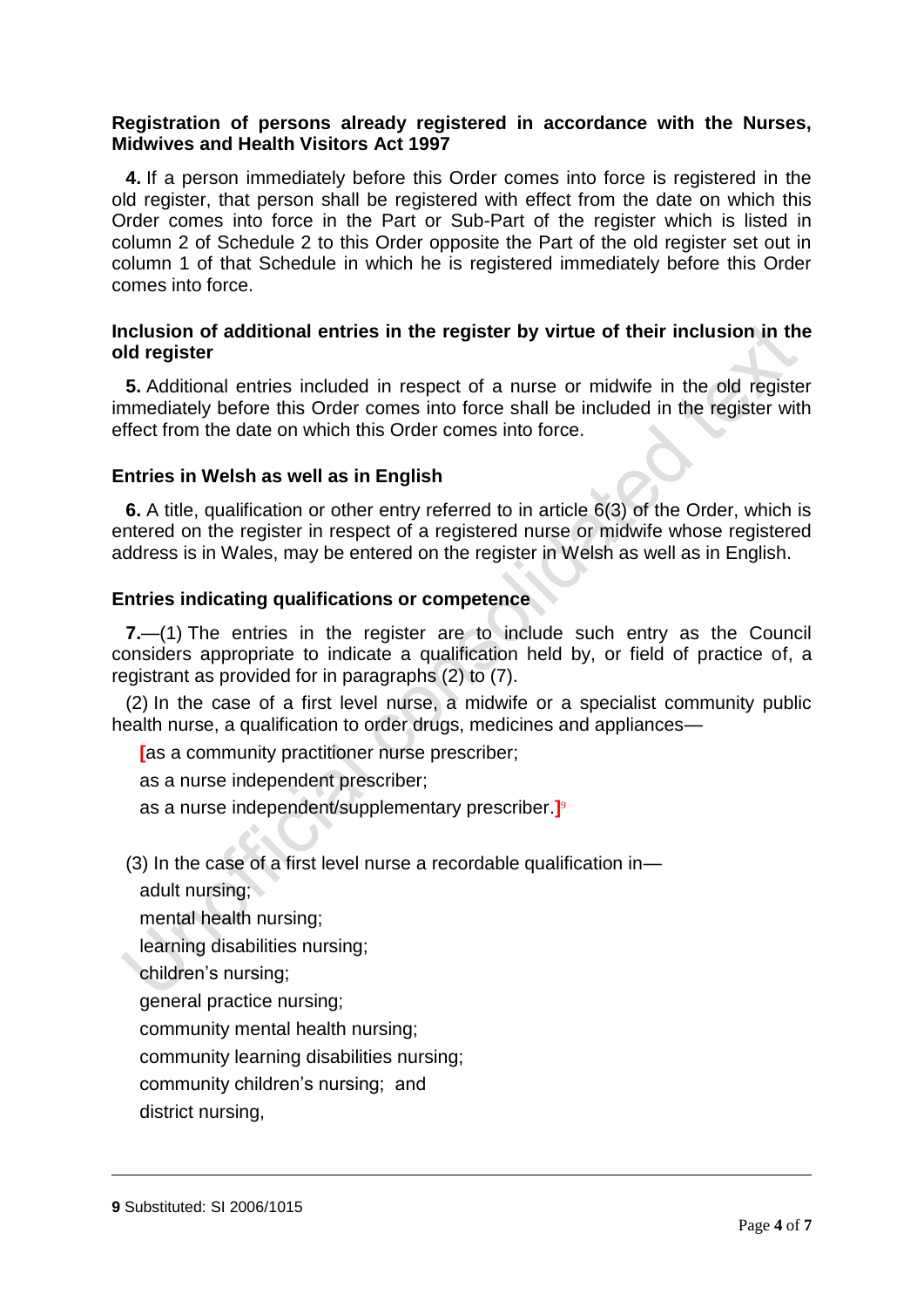**Registration of persons already registered in accordance with the Nurses, Midwives and Health Visitors Act 1997**

**4.** If a person immediately before this Order comes into force is registered in the old register, that person shall be registered with effect from the date on which this Order comes into force in the Part or Sub-Part of the register which is listed in column 2 of Schedule 2 to this Order opposite the Part of the old register set out in column 1 of that Schedule in which he is registered immediately before this Order comes into force.

**Inclusion of additional entries in the register by virtue of their inclusion in the old register**

**5.** Additional entries included in respect of a nurse or midwife in the old register immediately before this Order comes into force shall be included in the register with effect from the date on which this Order comes into force.

**Entries in Welsh as well as in English**

**6.** A title, qualification or other entry referred to in article 6(3) of the Order, which is entered on the register in respect of a registered nurse or midwife whose registered address is in Wales, may be entered on the register in Welsh as well as in English.

**Entries indicating qualifications or competence**

**7.**—(1) The entries in the register are to include such entry as the Council considers appropriate to indicate a qualification held by, or field of practice of, a registrant as provided for in paragraphs (2) to (7).

(2) In the case of a first level nurse, a midwife or a specialist community public health nurse, a qualification to order drugs, medicines and appliances—

[as a community practitioner nurse prescriber;

as a nurse independent prescriber;

as a nurse independent/supplementary prescriber.][9]

(3) In the case of a first level nurse a recordable qualification in—

adult nursing;

mental health nursing;

learning disabilities nursing;

children's nursing;

general practice nursing;

community mental health nursing;

community learning disabilities nursing;

community children's nursing; and

district nursing,

---

**9** Substituted: SI 2006/1015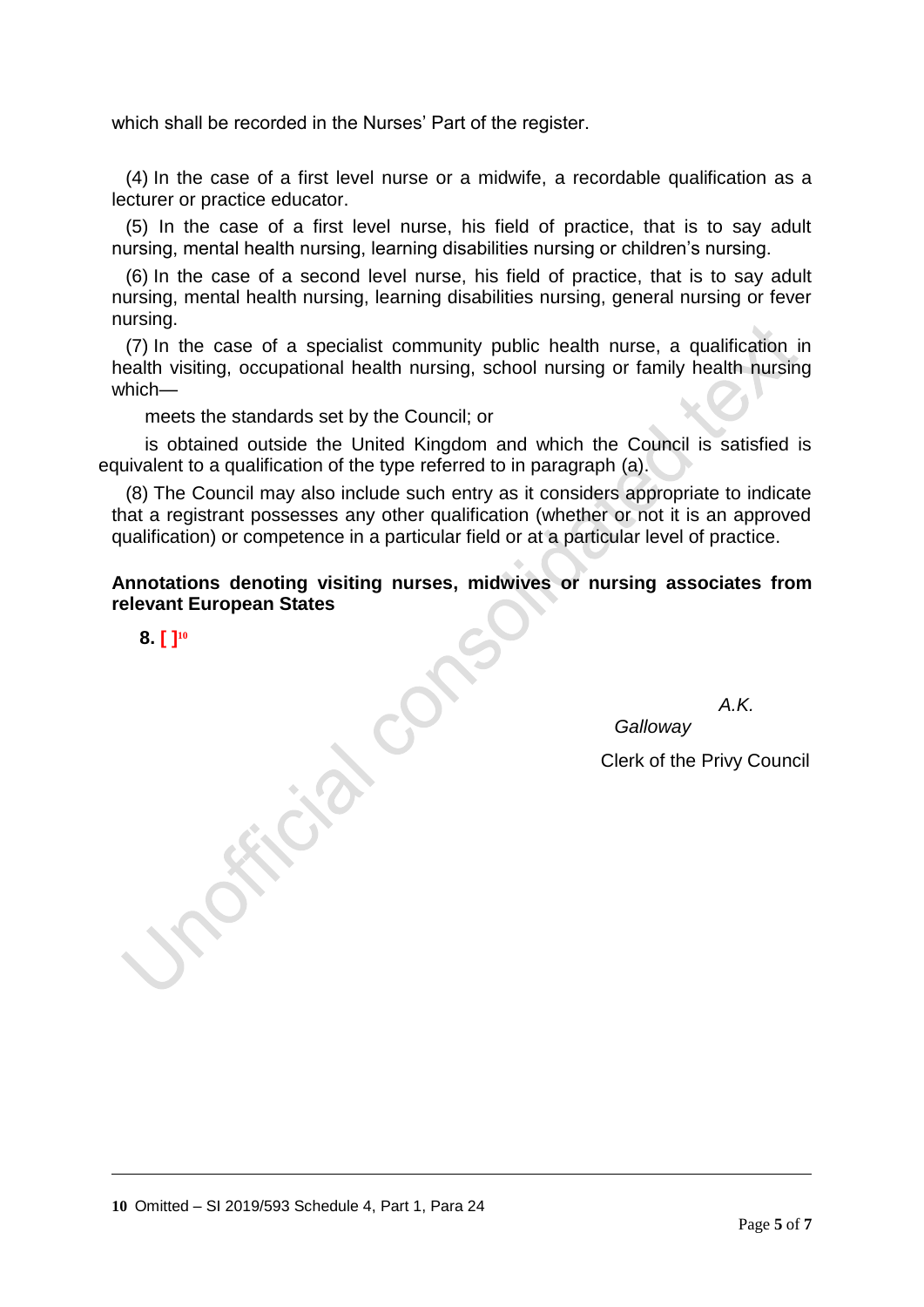which shall be recorded in the Nurses' Part of the register.

(4) In the case of a first level nurse or a midwife, a recordable qualification as a lecturer or practice educator.

(5) In the case of a first level nurse, his field of practice, that is to say adult nursing, mental health nursing, learning disabilities nursing or children's nursing.

(6) In the case of a second level nurse, his field of practice, that is to say adult nursing, mental health nursing, learning disabilities nursing, general nursing or fever nursing.

(7) In the case of a specialist community public health nurse, a qualification in health visiting, occupational health nursing, school nursing or family health nursing which—

meets the standards set by the Council; or

is obtained outside the United Kingdom and which the Council is satisfied is equivalent to a qualification of the type referred to in paragraph (a).

(8) The Council may also include such entry as it considers appropriate to indicate that a registrant possesses any other qualification (whether or not it is an approved qualification) or competence in a particular field or at a particular level of practice.

**Annotations denoting visiting nurses, midwives or nursing associates from relevant European States**

**8. [ ]**[10]

*A.K. Galloway*

Clerk of the Privy Council

---

10 Omitted – SI 2019/593 Schedule 4, Part 1, Para 24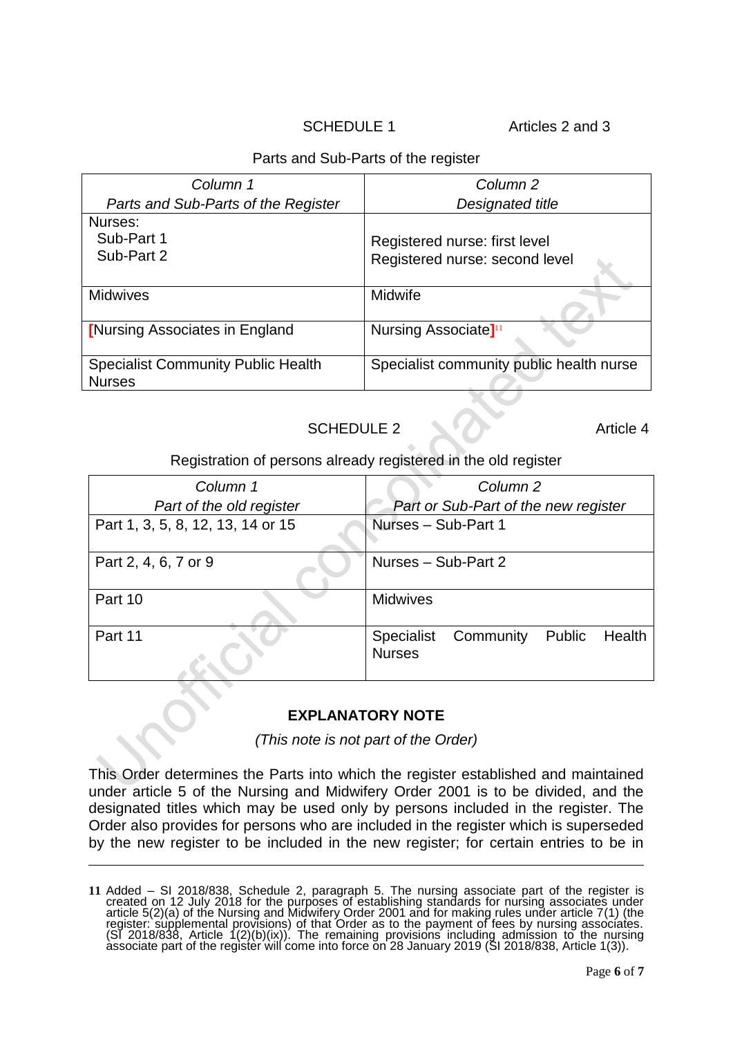SCHEDULE 1 Articles 2 and 3

Parts and Sub-Parts of the register

| *Column 1*<br>*Parts and Sub-Parts of the Register* | *Column 2*<br>*Designated title* |
|---|---|
| Nurses:<br>Sub-Part 1<br>Sub-Part 2 | Registered nurse: first level<br>Registered nurse: second level |
| Midwives | Midwife |
| [Nursing Associates in England | Nursing Associate][11] |
| Specialist Community Public Health Nurses | Specialist community public health nurse |

SCHEDULE 2 Article 4

Registration of persons already registered in the old register

| *Column 1*<br>*Part of the old register* | *Column 2*<br>*Part or Sub-Part of the new register* |
|---|---|
| Part 1, 3, 5, 8, 12, 13, 14 or 15 | Nurses – Sub-Part 1 |
| Part 2, 4, 6, 7 or 9 | Nurses – Sub-Part 2 |
| Part 10 | Midwives |
| Part 11 | Specialist Community Public Health Nurses |

**EXPLANATORY NOTE**

*(This note is not part of the Order)*

This Order determines the Parts into which the register established and maintained under article 5 of the Nursing and Midwifery Order 2001 is to be divided, and the designated titles which may be used only by persons included in the register. The Order also provides for persons who are included in the register which is superseded by the new register to be included in the new register; for certain entries to be in

---

**11** Added – SI 2018/838, Schedule 2, paragraph 5. The nursing associate part of the register is created on 12 July 2018 for the purposes of establishing standards for nursing associates under article 5(2)(a) of the Nursing and Midwifery Order 2001 and for making rules under article 7(1) (the register: supplemental provisions) of that Order as to the payment of fees by nursing associates. (SI 2018/838, Article 1(2)(b)(ix)). The remaining provisions including admission to the nursing associate part of the register will come into force on 28 January 2019 (SI 2018/838, Article 1(3)).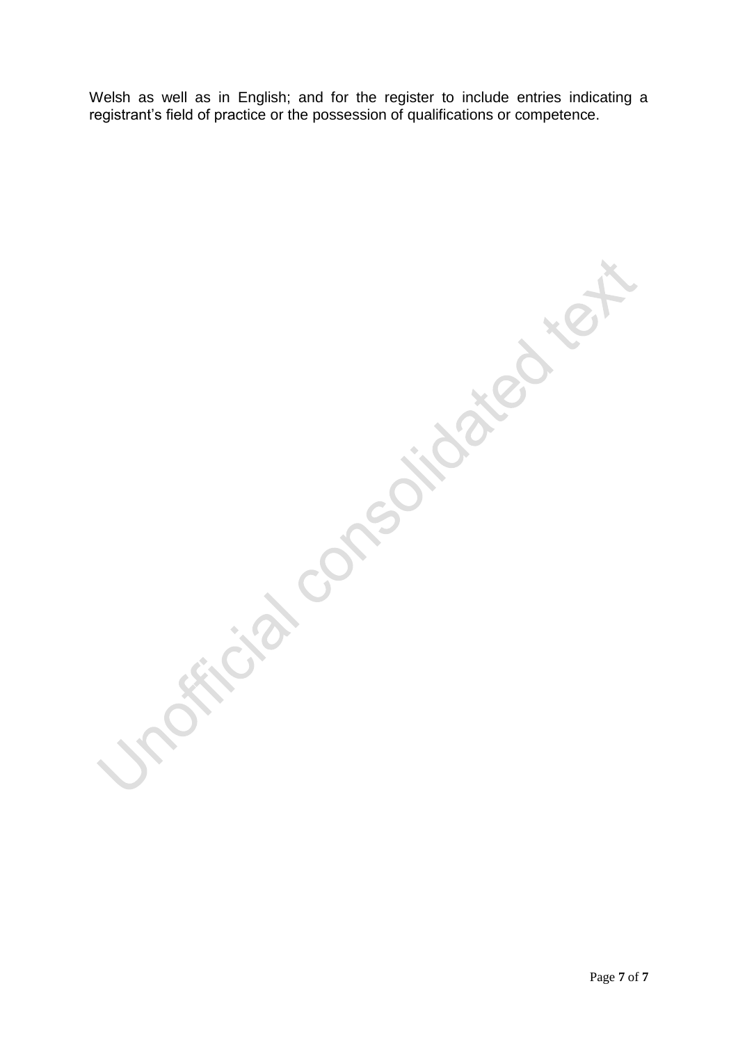Welsh as well as in English; and for the register to include entries indicating a registrant's field of practice or the possession of qualifications or competence.